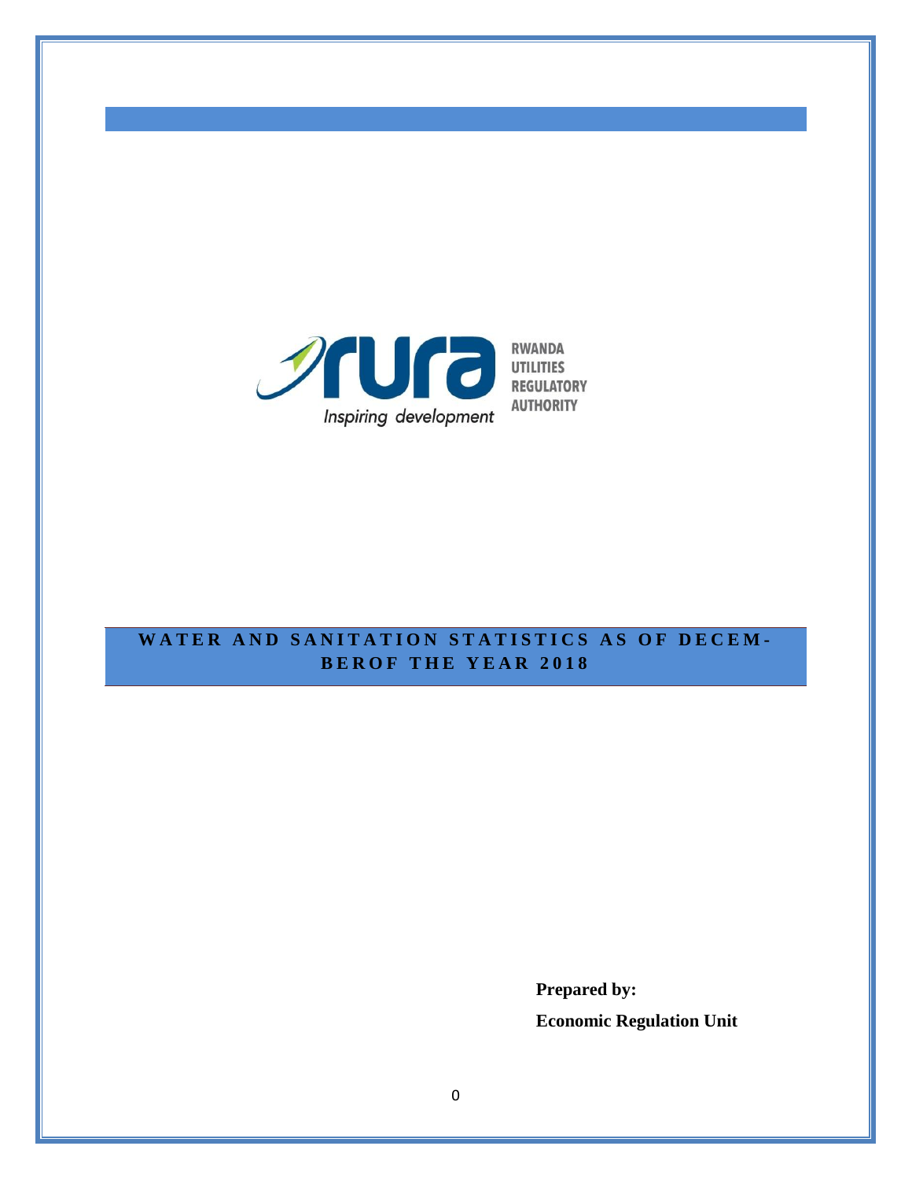RWANDA UTILITIES REGULATORY AUTHORITY

*Inspiring development*

# WATER AND SANITATION STATISTICS AS OF DECEMBEROF THE YEAR 2018

**Prepared by:**

**Economic Regulation Unit**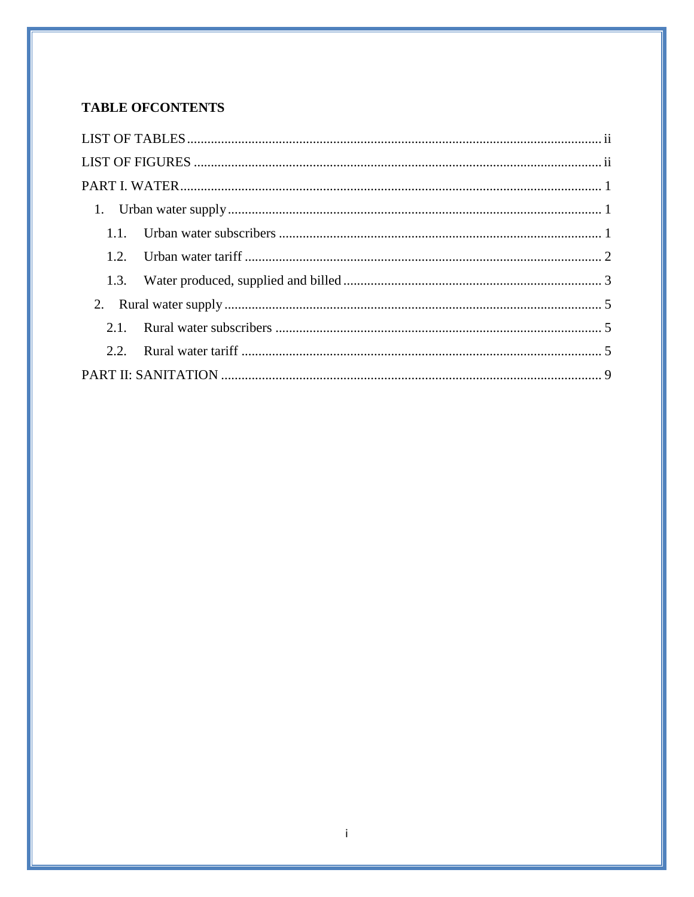**TABLE OFCONTENTS**

LIST OF TABLES ........................................................................................................................ ii

LIST OF FIGURES ...................................................................................................................... ii

PART I. WATER .......................................................................................................................... 1

1. Urban water supply ............................................................................................................ 1
   - 1.1. Urban water subscribers ............................................................................................. 1
   - 1.2. Urban water tariff ........................................................................................................ 2
   - 1.3. Water produced, supplied and billed ........................................................................... 3
2. Rural water supply .............................................................................................................. 5
   - 2.1. Rural water subscribers ............................................................................................... 5
   - 2.2. Rural water tariff .......................................................................................................... 5

PART II: SANITATION .............................................................................................................. 9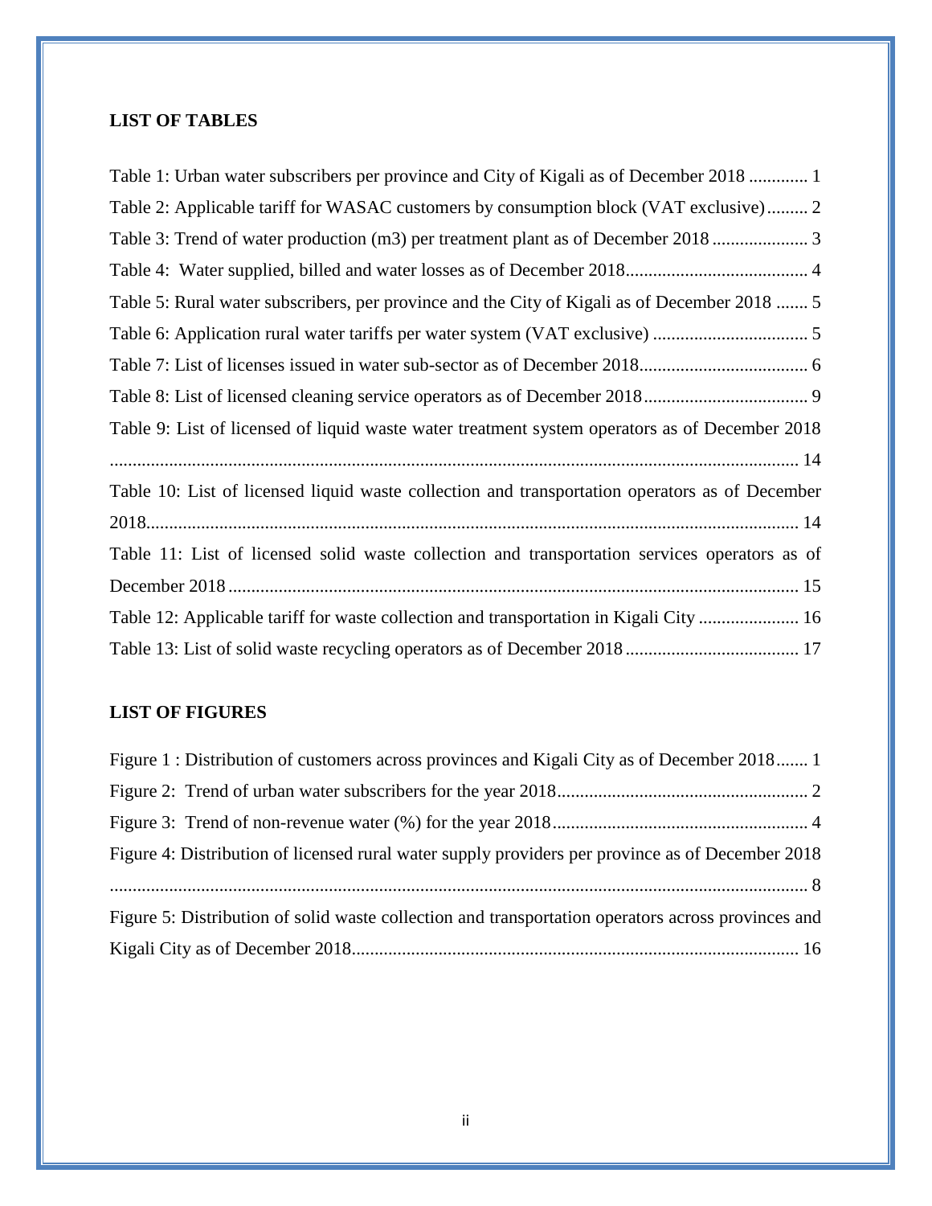**LIST OF TABLES**

Table 1: Urban water subscribers per province and City of Kigali as of December 2018 ............. 1

Table 2: Applicable tariff for WASAC customers by consumption block (VAT exclusive)......... 2

Table 3: Trend of water production (m3) per treatment plant as of December 2018 ..................... 3

Table 4: Water supplied, billed and water losses as of December 2018........................................ 4

Table 5: Rural water subscribers, per province and the City of Kigali as of December 2018 ....... 5

Table 6: Application rural water tariffs per water system (VAT exclusive) .................................. 5

Table 7: List of licenses issued in water sub-sector as of December 2018..................................... 6

Table 8: List of licensed cleaning service operators as of December 2018.................................... 9

Table 9: List of licensed of liquid waste water treatment system operators as of December 2018 ........................................................................................................................................... 14

Table 10: List of licensed liquid waste collection and transportation operators as of December 2018............................................................................................................................................ 14

Table 11: List of licensed solid waste collection and transportation services operators as of December 2018 ............................................................................................................................ 15

Table 12: Applicable tariff for waste collection and transportation in Kigali City ...................... 16

Table 13: List of solid waste recycling operators as of December 2018 ...................................... 17

**LIST OF FIGURES**

Figure 1 : Distribution of customers across provinces and Kigali City as of December 2018....... 1

Figure 2: Trend of urban water subscribers for the year 2018....................................................... 2

Figure 3: Trend of non-revenue water (%) for the year 2018........................................................ 4

Figure 4: Distribution of licensed rural water supply providers per province as of December 2018 ............................................................................................................................................. 8

Figure 5: Distribution of solid waste collection and transportation operators across provinces and Kigali City as of December 2018.................................................................................................. 16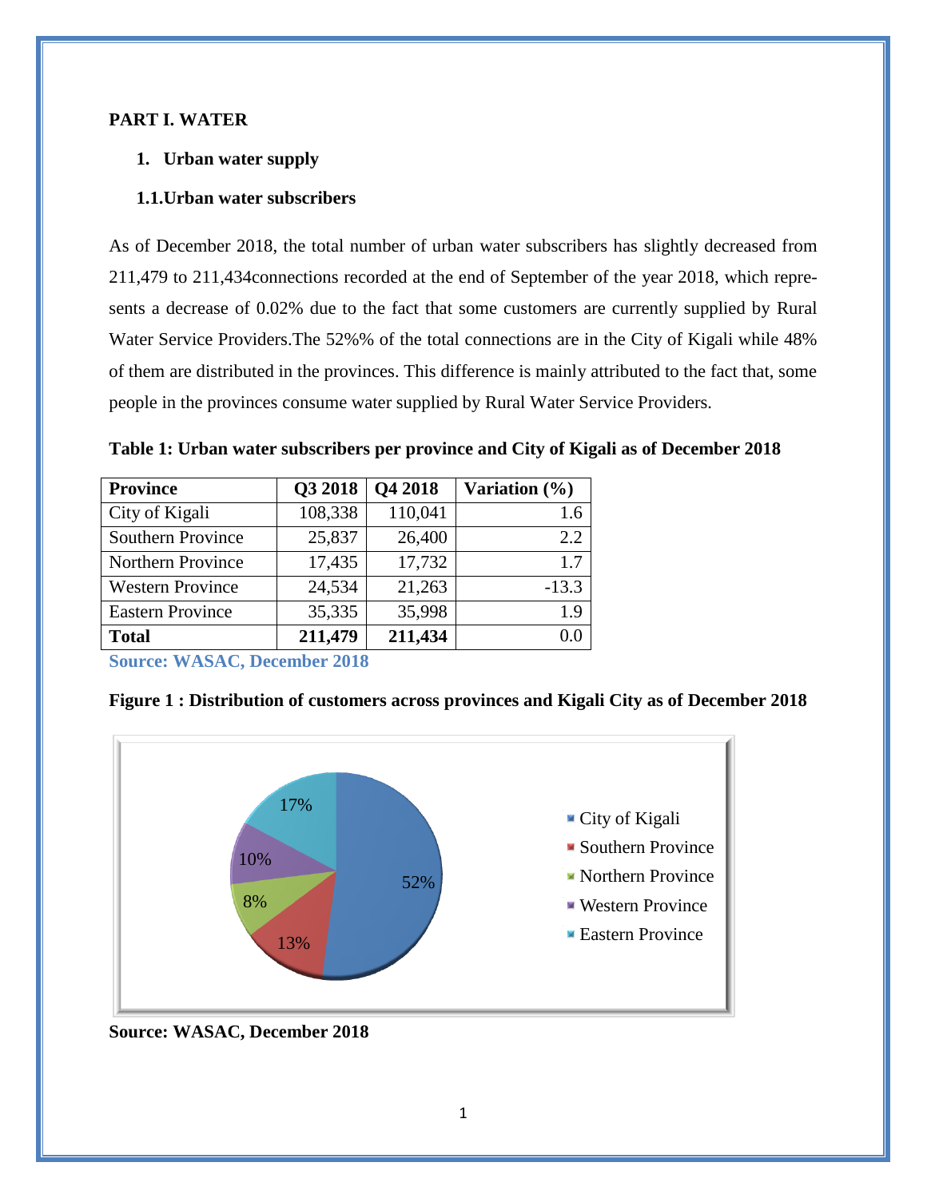**PART I. WATER**

1. **Urban water supply**

**1.1.Urban water subscribers**

As of December 2018, the total number of urban water subscribers has slightly decreased from 211,479 to 211,434connections recorded at the end of September of the year 2018, which represents a decrease of 0.02% due to the fact that some customers are currently supplied by Rural Water Service Providers.The 52%% of the total connections are in the City of Kigali while 48% of them are distributed in the provinces. This difference is mainly attributed to the fact that, some people in the provinces consume water supplied by Rural Water Service Providers.

**Table 1: Urban water subscribers per province and City of Kigali as of December 2018**

| Province | Q3 2018 | Q4 2018 | Variation (%) |
|---|---|---|---|
| City of Kigali | 108,338 | 110,041 | 1.6 |
| Southern Province | 25,837 | 26,400 | 2.2 |
| Northern Province | 17,435 | 17,732 | 1.7 |
| Western Province | 24,534 | 21,263 | -13.3 |
| Eastern Province | 35,335 | 35,998 | 1.9 |
| **Total** | **211,479** | **211,434** | 0.0 |

**Source: WASAC, December 2018**

**Figure 1 : Distribution of customers across provinces and Kigali City as of December 2018**

| Province | Share |
|---|---|
| City of Kigali | 52% |
| Southern Province | 13% |
| Northern Province | 8% |
| Western Province | 10% |
| Eastern Province | 17% |

**Source: WASAC, December 2018**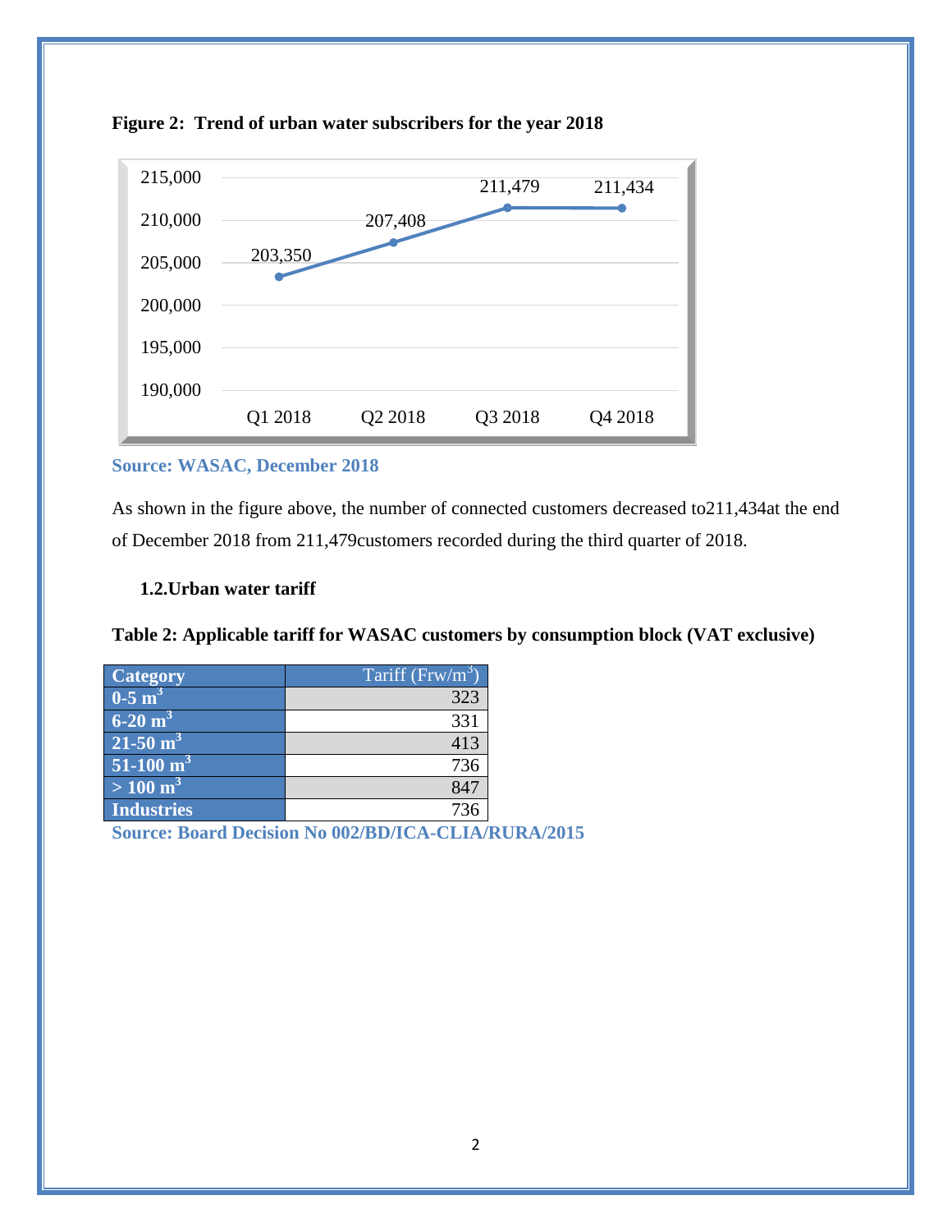**Figure 2: Trend of urban water subscribers for the year 2018**

| Quarter | Subscribers |
|---|---|
| Q1 2018 | 203,350 |
| Q2 2018 | 207,408 |
| Q3 2018 | 211,479 |
| Q4 2018 | 211,434 |

**Source: WASAC, December 2018**

As shown in the figure above, the number of connected customers decreased to211,434at the end of December 2018 from 211,479customers recorded during the third quarter of 2018.

### 1.2.Urban water tariff

**Table 2: Applicable tariff for WASAC customers by consumption block (VAT exclusive)**

| Category | Tariff (Frw/$m^3$) |
|---|---|
| **0-5 $m^3$** | 323 |
| **6-20 $m^3$** | 331 |
| **21-50 $m^3$** | 413 |
| **51-100 $m^3$** | 736 |
| **> 100 $m^3$** | 847 |
| **Industries** | 736 |

**Source: Board Decision No 002/BD/ICA-CLIA/RURA/2015**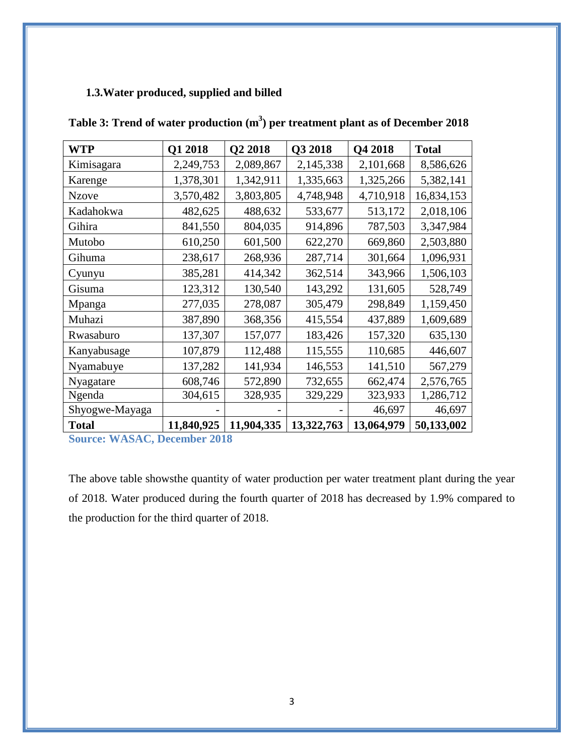### 1.3. Water produced, supplied and billed

**Table 3: Trend of water production ($m^3$) per treatment plant as of December 2018**

| WTP | Q1 2018 | Q2 2018 | Q3 2018 | Q4 2018 | Total |
|---|---|---|---|---|---|
| Kimisagara | 2,249,753 | 2,089,867 | 2,145,338 | 2,101,668 | 8,586,626 |
| Karenge | 1,378,301 | 1,342,911 | 1,335,663 | 1,325,266 | 5,382,141 |
| Nzove | 3,570,482 | 3,803,805 | 4,748,948 | 4,710,918 | 16,834,153 |
| Kadahokwa | 482,625 | 488,632 | 533,677 | 513,172 | 2,018,106 |
| Gihira | 841,550 | 804,035 | 914,896 | 787,503 | 3,347,984 |
| Mutobo | 610,250 | 601,500 | 622,270 | 669,860 | 2,503,880 |
| Gihuma | 238,617 | 268,936 | 287,714 | 301,664 | 1,096,931 |
| Cyunyu | 385,281 | 414,342 | 362,514 | 343,966 | 1,506,103 |
| Gisuma | 123,312 | 130,540 | 143,292 | 131,605 | 528,749 |
| Mpanga | 277,035 | 278,087 | 305,479 | 298,849 | 1,159,450 |
| Muhazi | 387,890 | 368,356 | 415,554 | 437,889 | 1,609,689 |
| Rwasaburo | 137,307 | 157,077 | 183,426 | 157,320 | 635,130 |
| Kanyabusage | 107,879 | 112,488 | 115,555 | 110,685 | 446,607 |
| Nyamabuye | 137,282 | 141,934 | 146,553 | 141,510 | 567,279 |
| Nyagatare | 608,746 | 572,890 | 732,655 | 662,474 | 2,576,765 |
| Ngenda | 304,615 | 328,935 | 329,229 | 323,933 | 1,286,712 |
| Shyogwe-Mayaga | - | - | - | 46,697 | 46,697 |
| **Total** | **11,840,925** | **11,904,335** | **13,322,763** | **13,064,979** | **50,133,002** |

**Source: WASAC, December 2018**

The above table showsthe quantity of water production per water treatment plant during the year of 2018. Water produced during the fourth quarter of 2018 has decreased by 1.9% compared to the production for the third quarter of 2018.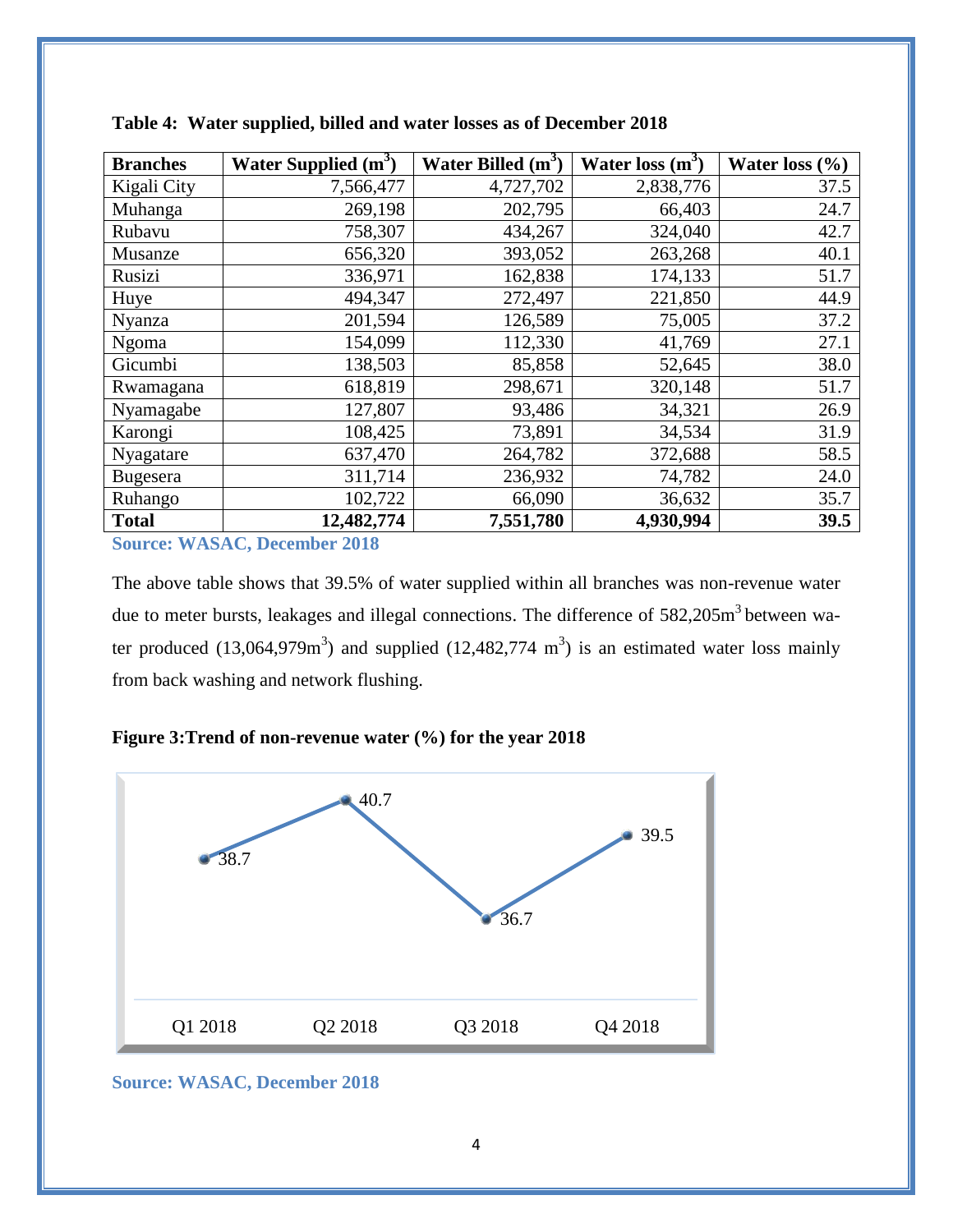**Table 4: Water supplied, billed and water losses as of December 2018**

| Branches | Water Supplied ($m^3$) | Water Billed ($m^3$) | Water loss ($m^3$) | Water loss (%) |
|---|---|---|---|---|
| Kigali City | 7,566,477 | 4,727,702 | 2,838,776 | 37.5 |
| Muhanga | 269,198 | 202,795 | 66,403 | 24.7 |
| Rubavu | 758,307 | 434,267 | 324,040 | 42.7 |
| Musanze | 656,320 | 393,052 | 263,268 | 40.1 |
| Rusizi | 336,971 | 162,838 | 174,133 | 51.7 |
| Huye | 494,347 | 272,497 | 221,850 | 44.9 |
| Nyanza | 201,594 | 126,589 | 75,005 | 37.2 |
| Ngoma | 154,099 | 112,330 | 41,769 | 27.1 |
| Gicumbi | 138,503 | 85,858 | 52,645 | 38.0 |
| Rwamagana | 618,819 | 298,671 | 320,148 | 51.7 |
| Nyamagabe | 127,807 | 93,486 | 34,321 | 26.9 |
| Karongi | 108,425 | 73,891 | 34,534 | 31.9 |
| Nyagatare | 637,470 | 264,782 | 372,688 | 58.5 |
| Bugesera | 311,714 | 236,932 | 74,782 | 24.0 |
| Ruhango | 102,722 | 66,090 | 36,632 | 35.7 |
| **Total** | **12,482,774** | **7,551,780** | **4,930,994** | **39.5** |

**Source: WASAC, December 2018**

The above table shows that 39.5% of water supplied within all branches was non-revenue water due to meter bursts, leakages and illegal connections. The difference of 582,205$m^3$ between water produced (13,064,979$m^3$) and supplied (12,482,774 $m^3$) is an estimated water loss mainly from back washing and network flushing.

**Figure 3:Trend of non-revenue water (%) for the year 2018**

| Q1 2018 | Q2 2018 | Q3 2018 | Q4 2018 |
|---|---|---|---|
| 38.7 | 40.7 | 36.7 | 39.5 |

**Source: WASAC, December 2018**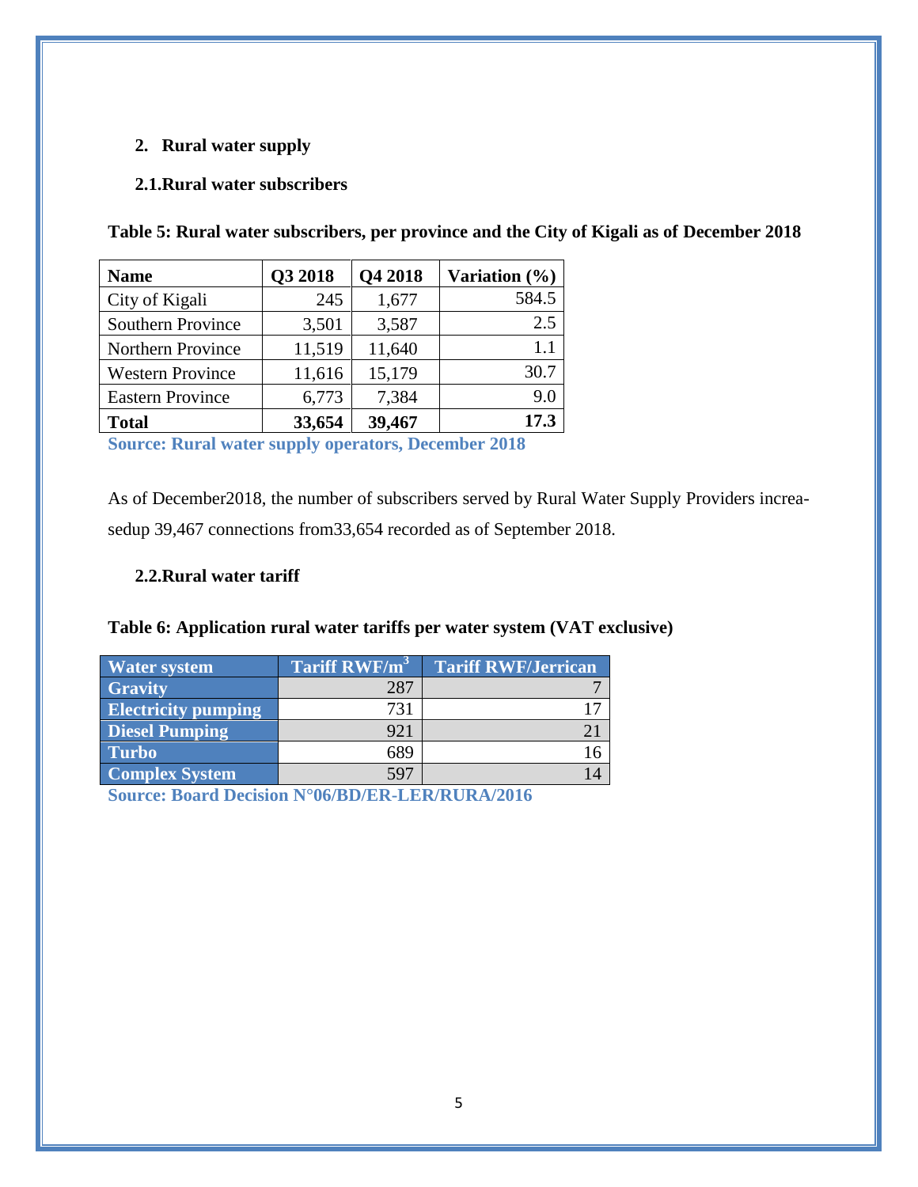## 2. Rural water supply

### 2.1. Rural water subscribers

**Table 5: Rural water subscribers, per province and the City of Kigali as of December 2018**

| Name | Q3 2018 | Q4 2018 | Variation (%) |
|---|---|---|---|
| City of Kigali | 245 | 1,677 | 584.5 |
| Southern Province | 3,501 | 3,587 | 2.5 |
| Northern Province | 11,519 | 11,640 | 1.1 |
| Western Province | 11,616 | 15,179 | 30.7 |
| Eastern Province | 6,773 | 7,384 | 9.0 |
| **Total** | **33,654** | **39,467** | **17.3** |

**Source: Rural water supply operators, December 2018**

As of December2018, the number of subscribers served by Rural Water Supply Providers increa-sedup 39,467 connections from33,654 recorded as of September 2018.

### 2.2. Rural water tariff

**Table 6: Application rural water tariffs per water system (VAT exclusive)**

| Water system | Tariff RWF/$m^3$ | Tariff RWF/Jerrican |
|---|---|---|
| Gravity | 287 | 7 |
| Electricity pumping | 731 | 17 |
| Diesel Pumping | 921 | 21 |
| Turbo | 689 | 16 |
| Complex System | 597 | 14 |

**Source: Board Decision N°06/BD/ER-LER/RURA/2016**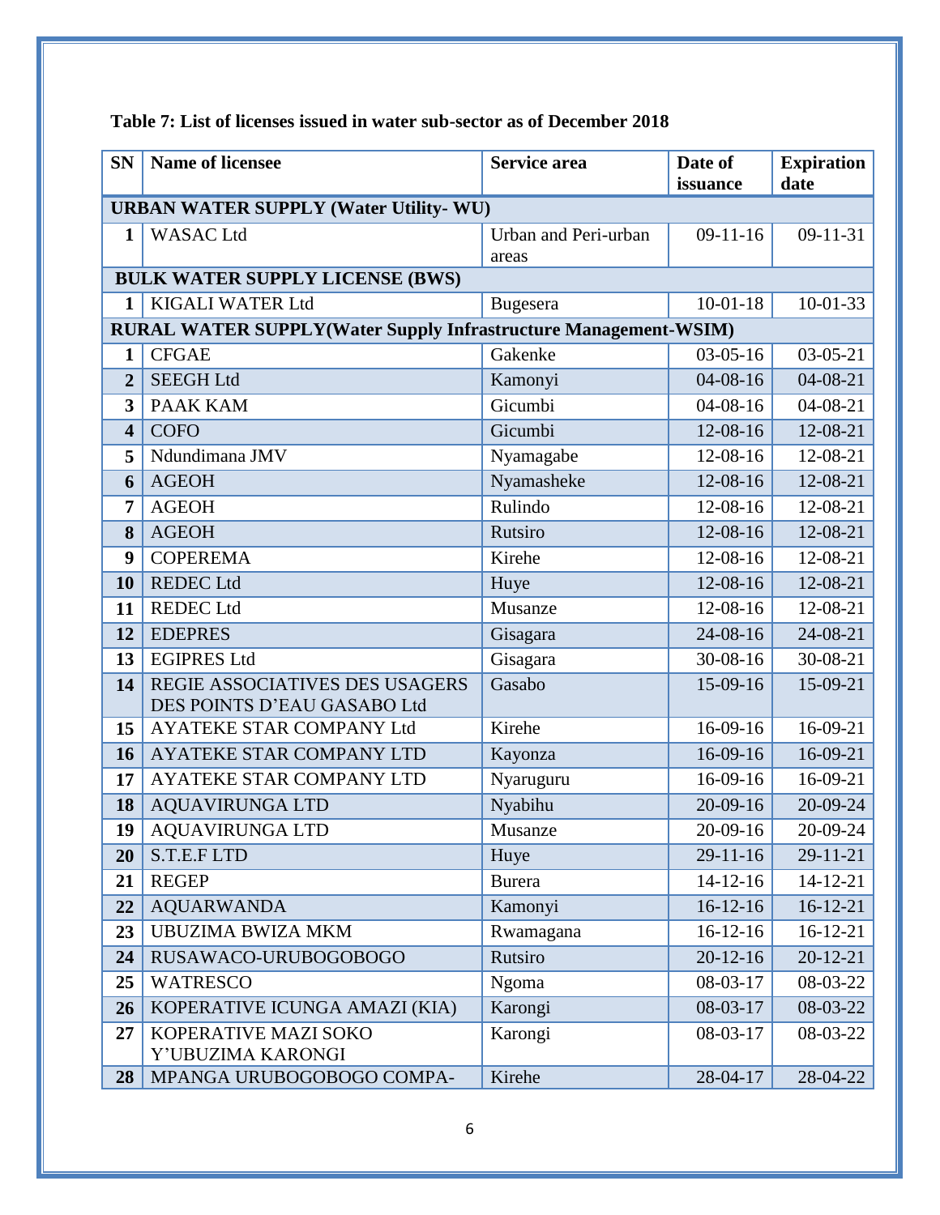**Table 7: List of licenses issued in water sub-sector as of December 2018**

| SN | Name of licensee | Service area | Date of issuance | Expiration date |
|---|---|---|---|---|
| **URBAN WATER SUPPLY (Water Utility- WU)** | | | | |
| 1 | WASAC Ltd | Urban and Peri-urban areas | 09-11-16 | 09-11-31 |
| **BULK WATER SUPPLY LICENSE (BWS)** | | | | |
| 1 | KIGALI WATER Ltd | Bugesera | 10-01-18 | 10-01-33 |
| **RURAL WATER SUPPLY(Water Supply Infrastructure Management-WSIM)** | | | | |
| 1 | CFGAE | Gakenke | 03-05-16 | 03-05-21 |
| 2 | SEEGH Ltd | Kamonyi | 04-08-16 | 04-08-21 |
| 3 | PAAK KAM | Gicumbi | 04-08-16 | 04-08-21 |
| 4 | COFO | Gicumbi | 12-08-16 | 12-08-21 |
| 5 | Ndundimana JMV | Nyamagabe | 12-08-16 | 12-08-21 |
| 6 | AGEOH | Nyamasheke | 12-08-16 | 12-08-21 |
| 7 | AGEOH | Rulindo | 12-08-16 | 12-08-21 |
| 8 | AGEOH | Rutsiro | 12-08-16 | 12-08-21 |
| 9 | COPEREMA | Kirehe | 12-08-16 | 12-08-21 |
| 10 | REDEC Ltd | Huye | 12-08-16 | 12-08-21 |
| 11 | REDEC Ltd | Musanze | 12-08-16 | 12-08-21 |
| 12 | EDEPRES | Gisagara | 24-08-16 | 24-08-21 |
| 13 | EGIPRES Ltd | Gisagara | 30-08-16 | 30-08-21 |
| 14 | REGIE ASSOCIATIVES DES USAGERS DES POINTS D'EAU GASABO Ltd | Gasabo | 15-09-16 | 15-09-21 |
| 15 | AYATEKE STAR COMPANY Ltd | Kirehe | 16-09-16 | 16-09-21 |
| 16 | AYATEKE STAR COMPANY LTD | Kayonza | 16-09-16 | 16-09-21 |
| 17 | AYATEKE STAR COMPANY LTD | Nyaruguru | 16-09-16 | 16-09-21 |
| 18 | AQUAVIRUNGA LTD | Nyabihu | 20-09-16 | 20-09-24 |
| 19 | AQUAVIRUNGA LTD | Musanze | 20-09-16 | 20-09-24 |
| 20 | S.T.E.F LTD | Huye | 29-11-16 | 29-11-21 |
| 21 | REGEP | Burera | 14-12-16 | 14-12-21 |
| 22 | AQUARWANDA | Kamonyi | 16-12-16 | 16-12-21 |
| 23 | UBUZIMA BWIZA MKM | Rwamagana | 16-12-16 | 16-12-21 |
| 24 | RUSAWACO-URUBOGOBOGO | Rutsiro | 20-12-16 | 20-12-21 |
| 25 | WATRESCO | Ngoma | 08-03-17 | 08-03-22 |
| 26 | KOPERATIVE ICUNGA AMAZI (KIA) | Karongi | 08-03-17 | 08-03-22 |
| 27 | KOPERATIVE MAZI SOKO Y'UBUZIMA KARONGI | Karongi | 08-03-17 | 08-03-22 |
| 28 | MPANGA URUBOGOBOGO COMPA- | Kirehe | 28-04-17 | 28-04-22 |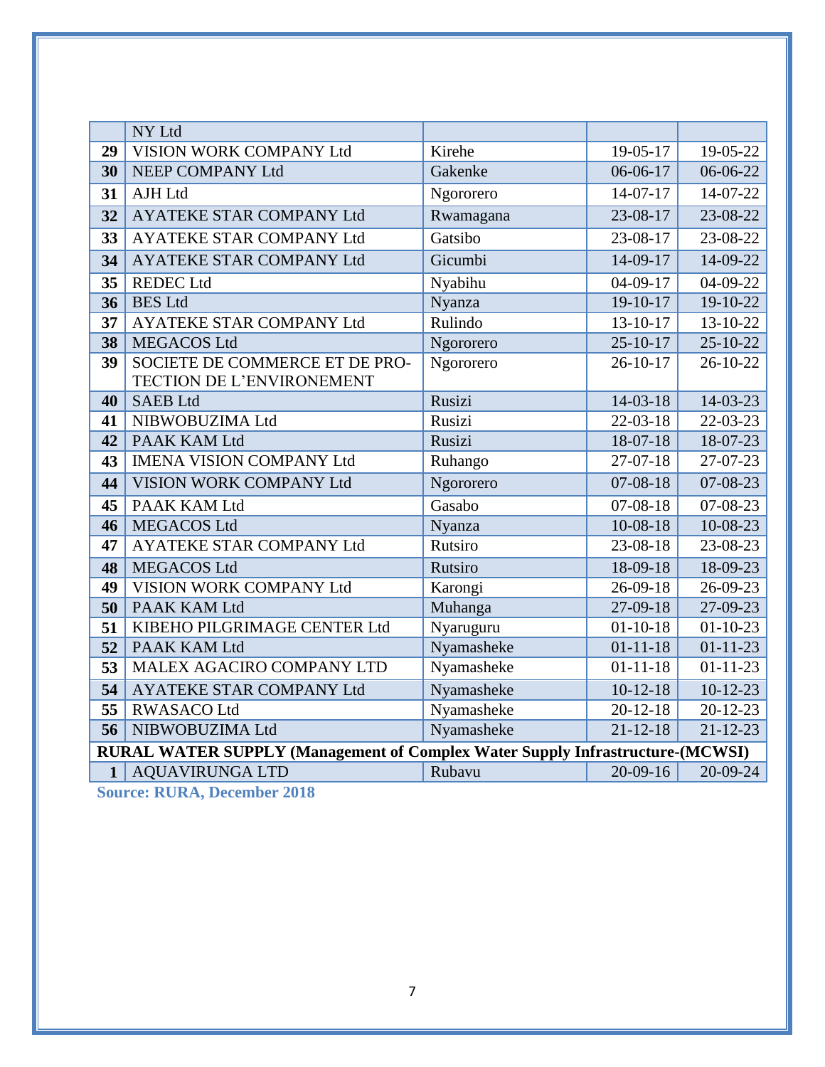|  |  |  |  |  |
|---|---|---|---|---|
|  | NY Ltd |  |  |  |
| **29** | VISION WORK COMPANY Ltd | Kirehe | 19-05-17 | 19-05-22 |
| **30** | NEEP COMPANY Ltd | Gakenke | 06-06-17 | 06-06-22 |
| **31** | AJH Ltd | Ngororero | 14-07-17 | 14-07-22 |
| **32** | AYATEKE STAR COMPANY Ltd | Rwamagana | 23-08-17 | 23-08-22 |
| **33** | AYATEKE STAR COMPANY Ltd | Gatsibo | 23-08-17 | 23-08-22 |
| **34** | AYATEKE STAR COMPANY Ltd | Gicumbi | 14-09-17 | 14-09-22 |
| **35** | REDEC Ltd | Nyabihu | 04-09-17 | 04-09-22 |
| **36** | BES Ltd | Nyanza | 19-10-17 | 19-10-22 |
| **37** | AYATEKE STAR COMPANY Ltd | Rulindo | 13-10-17 | 13-10-22 |
| **38** | MEGACOS Ltd | Ngororero | 25-10-17 | 25-10-22 |
| **39** | SOCIETE DE COMMERCE ET DE PROTECTION DE L'ENVIRONEMENT | Ngororero | 26-10-17 | 26-10-22 |
| **40** | SAEB Ltd | Rusizi | 14-03-18 | 14-03-23 |
| **41** | NIBWOBUZIMA Ltd | Rusizi | 22-03-18 | 22-03-23 |
| **42** | PAAK KAM Ltd | Rusizi | 18-07-18 | 18-07-23 |
| **43** | IMENA VISION COMPANY Ltd | Ruhango | 27-07-18 | 27-07-23 |
| **44** | VISION WORK COMPANY Ltd | Ngororero | 07-08-18 | 07-08-23 |
| **45** | PAAK KAM Ltd | Gasabo | 07-08-18 | 07-08-23 |
| **46** | MEGACOS Ltd | Nyanza | 10-08-18 | 10-08-23 |
| **47** | AYATEKE STAR COMPANY Ltd | Rutsiro | 23-08-18 | 23-08-23 |
| **48** | MEGACOS Ltd | Rutsiro | 18-09-18 | 18-09-23 |
| **49** | VISION WORK COMPANY Ltd | Karongi | 26-09-18 | 26-09-23 |
| **50** | PAAK KAM Ltd | Muhanga | 27-09-18 | 27-09-23 |
| **51** | KIBEHO PILGRIMAGE CENTER Ltd | Nyaruguru | 01-10-18 | 01-10-23 |
| **52** | PAAK KAM Ltd | Nyamasheke | 01-11-18 | 01-11-23 |
| **53** | MALEX AGACIRO COMPANY LTD | Nyamasheke | 01-11-18 | 01-11-23 |
| **54** | AYATEKE STAR COMPANY Ltd | Nyamasheke | 10-12-18 | 10-12-23 |
| **55** | RWASACO Ltd | Nyamasheke | 20-12-18 | 20-12-23 |
| **56** | NIBWOBUZIMA Ltd | Nyamasheke | 21-12-18 | 21-12-23 |
| **RURAL WATER SUPPLY (Management of Complex Water Supply Infrastructure-(MCWSI)** |  |  |  |  |
| **1** | AQUAVIRUNGA LTD | Rubavu | 20-09-16 | 20-09-24 |

**Source: RURA, December 2018**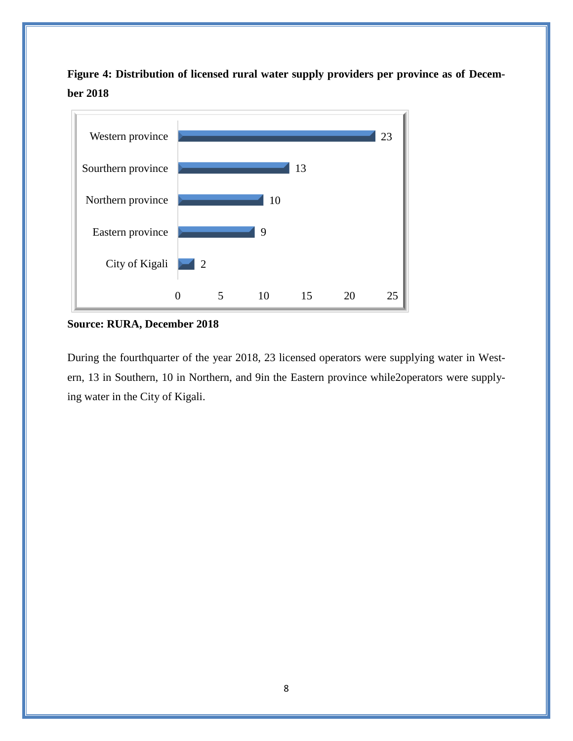**Figure 4: Distribution of licensed rural water supply providers per province as of December 2018**

| Province | Number of providers |
|---|---|
| Western province | 23 |
| Sourthern province | 13 |
| Northern province | 10 |
| Eastern province | 9 |
| City of Kigali | 2 |

**Source: RURA, December 2018**

During the fourthquarter of the year 2018, 23 licensed operators were supplying water in Western, 13 in Southern, 10 in Northern, and 9in the Eastern province while2operators were supplying water in the City of Kigali.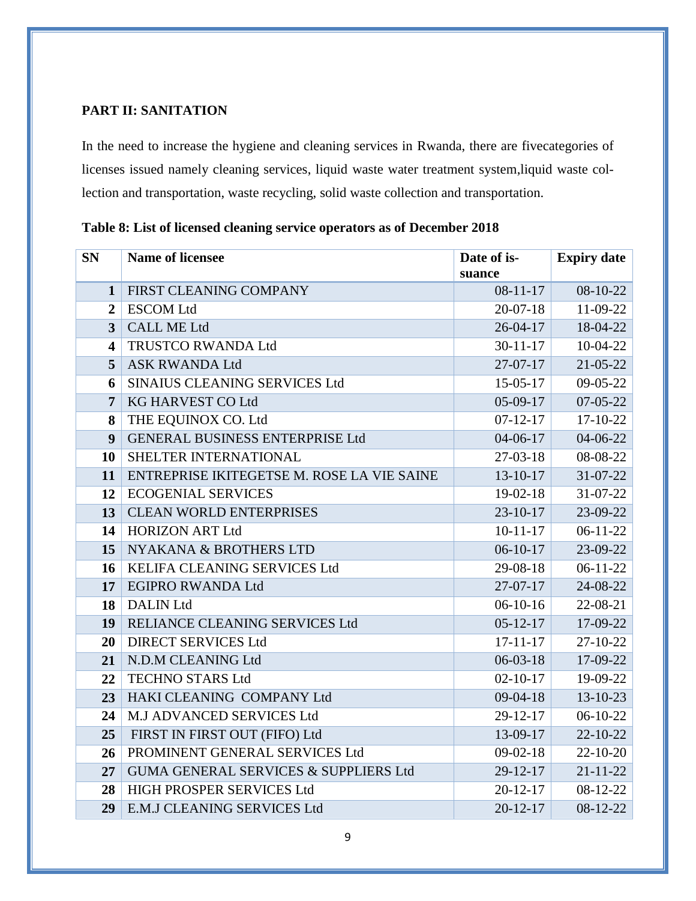**PART II: SANITATION**

In the need to increase the hygiene and cleaning services in Rwanda, there are fivecategories of licenses issued namely cleaning services, liquid waste water treatment system,liquid waste collection and transportation, waste recycling, solid waste collection and transportation.

**Table 8: List of licensed cleaning service operators as of December 2018**

| SN | Name of licensee | Date of issuance | Expiry date |
|---|---|---|---|
| 1 | FIRST CLEANING COMPANY | 08-11-17 | 08-10-22 |
| 2 | ESCOM Ltd | 20-07-18 | 11-09-22 |
| 3 | CALL ME Ltd | 26-04-17 | 18-04-22 |
| 4 | TRUSTCO RWANDA Ltd | 30-11-17 | 10-04-22 |
| 5 | ASK RWANDA Ltd | 27-07-17 | 21-05-22 |
| 6 | SINAIUS CLEANING SERVICES Ltd | 15-05-17 | 09-05-22 |
| 7 | KG HARVEST CO Ltd | 05-09-17 | 07-05-22 |
| 8 | THE EQUINOX CO. Ltd | 07-12-17 | 17-10-22 |
| 9 | GENERAL BUSINESS ENTERPRISE Ltd | 04-06-17 | 04-06-22 |
| 10 | SHELTER INTERNATIONAL | 27-03-18 | 08-08-22 |
| 11 | ENTREPRISE IKITEGETSE M. ROSE LA VIE SAINE | 13-10-17 | 31-07-22 |
| 12 | ECOGENIAL SERVICES | 19-02-18 | 31-07-22 |
| 13 | CLEAN WORLD ENTERPRISES | 23-10-17 | 23-09-22 |
| 14 | HORIZON ART Ltd | 10-11-17 | 06-11-22 |
| 15 | NYAKANA & BROTHERS LTD | 06-10-17 | 23-09-22 |
| 16 | KELIFA CLEANING SERVICES Ltd | 29-08-18 | 06-11-22 |
| 17 | EGIPRO RWANDA Ltd | 27-07-17 | 24-08-22 |
| 18 | DALIN Ltd | 06-10-16 | 22-08-21 |
| 19 | RELIANCE CLEANING SERVICES Ltd | 05-12-17 | 17-09-22 |
| 20 | DIRECT SERVICES Ltd | 17-11-17 | 27-10-22 |
| 21 | N.D.M CLEANING Ltd | 06-03-18 | 17-09-22 |
| 22 | TECHNO STARS Ltd | 02-10-17 | 19-09-22 |
| 23 | HAKI CLEANING COMPANY Ltd | 09-04-18 | 13-10-23 |
| 24 | M.J ADVANCED SERVICES Ltd | 29-12-17 | 06-10-22 |
| 25 | FIRST IN FIRST OUT (FIFO) Ltd | 13-09-17 | 22-10-22 |
| 26 | PROMINENT GENERAL SERVICES Ltd | 09-02-18 | 22-10-20 |
| 27 | GUMA GENERAL SERVICES & SUPPLIERS Ltd | 29-12-17 | 21-11-22 |
| 28 | HIGH PROSPER SERVICES Ltd | 20-12-17 | 08-12-22 |
| 29 | E.M.J CLEANING SERVICES Ltd | 20-12-17 | 08-12-22 |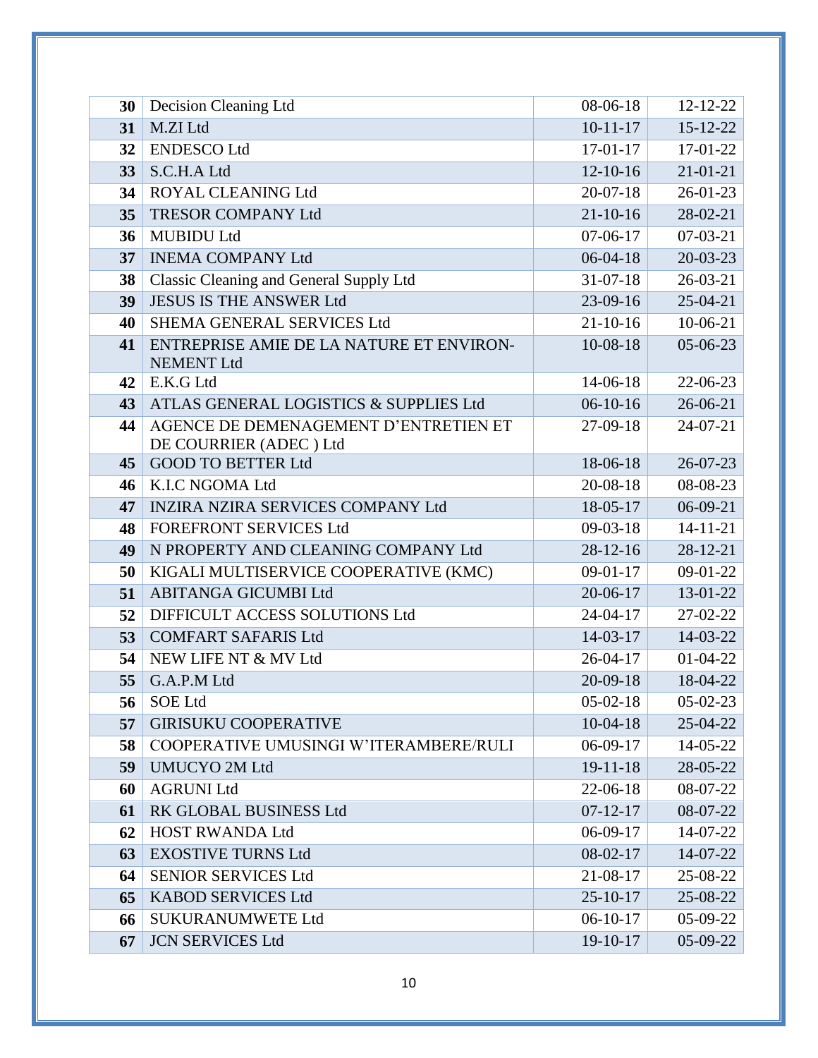| | | | |
|---|---|---|---|
| **30** | Decision Cleaning Ltd | 08-06-18 | 12-12-22 |
| **31** | M.ZI Ltd | 10-11-17 | 15-12-22 |
| **32** | ENDESCO Ltd | 17-01-17 | 17-01-22 |
| **33** | S.C.H.A Ltd | 12-10-16 | 21-01-21 |
| **34** | ROYAL CLEANING Ltd | 20-07-18 | 26-01-23 |
| **35** | TRESOR COMPANY Ltd | 21-10-16 | 28-02-21 |
| **36** | MUBIDU Ltd | 07-06-17 | 07-03-21 |
| **37** | INEMA COMPANY Ltd | 06-04-18 | 20-03-23 |
| **38** | Classic Cleaning and General Supply Ltd | 31-07-18 | 26-03-21 |
| **39** | JESUS IS THE ANSWER Ltd | 23-09-16 | 25-04-21 |
| **40** | SHEMA GENERAL SERVICES Ltd | 21-10-16 | 10-06-21 |
| **41** | ENTREPRISE AMIE DE LA NATURE ET ENVIRON-NEMENT Ltd | 10-08-18 | 05-06-23 |
| **42** | E.K.G Ltd | 14-06-18 | 22-06-23 |
| **43** | ATLAS GENERAL LOGISTICS & SUPPLIES Ltd | 06-10-16 | 26-06-21 |
| **44** | AGENCE DE DEMENAGEMENT D'ENTRETIEN ET DE COURRIER (ADEC ) Ltd | 27-09-18 | 24-07-21 |
| **45** | GOOD TO BETTER Ltd | 18-06-18 | 26-07-23 |
| **46** | K.I.C NGOMA Ltd | 20-08-18 | 08-08-23 |
| **47** | INZIRA NZIRA SERVICES COMPANY Ltd | 18-05-17 | 06-09-21 |
| **48** | FOREFRONT SERVICES Ltd | 09-03-18 | 14-11-21 |
| **49** | N PROPERTY AND CLEANING COMPANY Ltd | 28-12-16 | 28-12-21 |
| **50** | KIGALI MULTISERVICE COOPERATIVE (KMC) | 09-01-17 | 09-01-22 |
| **51** | ABITANGA GICUMBI Ltd | 20-06-17 | 13-01-22 |
| **52** | DIFFICULT ACCESS SOLUTIONS Ltd | 24-04-17 | 27-02-22 |
| **53** | COMFART SAFARIS Ltd | 14-03-17 | 14-03-22 |
| **54** | NEW LIFE NT & MV Ltd | 26-04-17 | 01-04-22 |
| **55** | G.A.P.M Ltd | 20-09-18 | 18-04-22 |
| **56** | SOE Ltd | 05-02-18 | 05-02-23 |
| **57** | GIRISUKU COOPERATIVE | 10-04-18 | 25-04-22 |
| **58** | COOPERATIVE UMUSINGI W'ITERAMBERE/RULI | 06-09-17 | 14-05-22 |
| **59** | UMUCYO 2M Ltd | 19-11-18 | 28-05-22 |
| **60** | AGRUNI Ltd | 22-06-18 | 08-07-22 |
| **61** | RK GLOBAL BUSINESS Ltd | 07-12-17 | 08-07-22 |
| **62** | HOST RWANDA Ltd | 06-09-17 | 14-07-22 |
| **63** | EXOSTIVE TURNS Ltd | 08-02-17 | 14-07-22 |
| **64** | SENIOR SERVICES Ltd | 21-08-17 | 25-08-22 |
| **65** | KABOD SERVICES Ltd | 25-10-17 | 25-08-22 |
| **66** | SUKURANUMWETE Ltd | 06-10-17 | 05-09-22 |
| **67** | JCN SERVICES Ltd | 19-10-17 | 05-09-22 |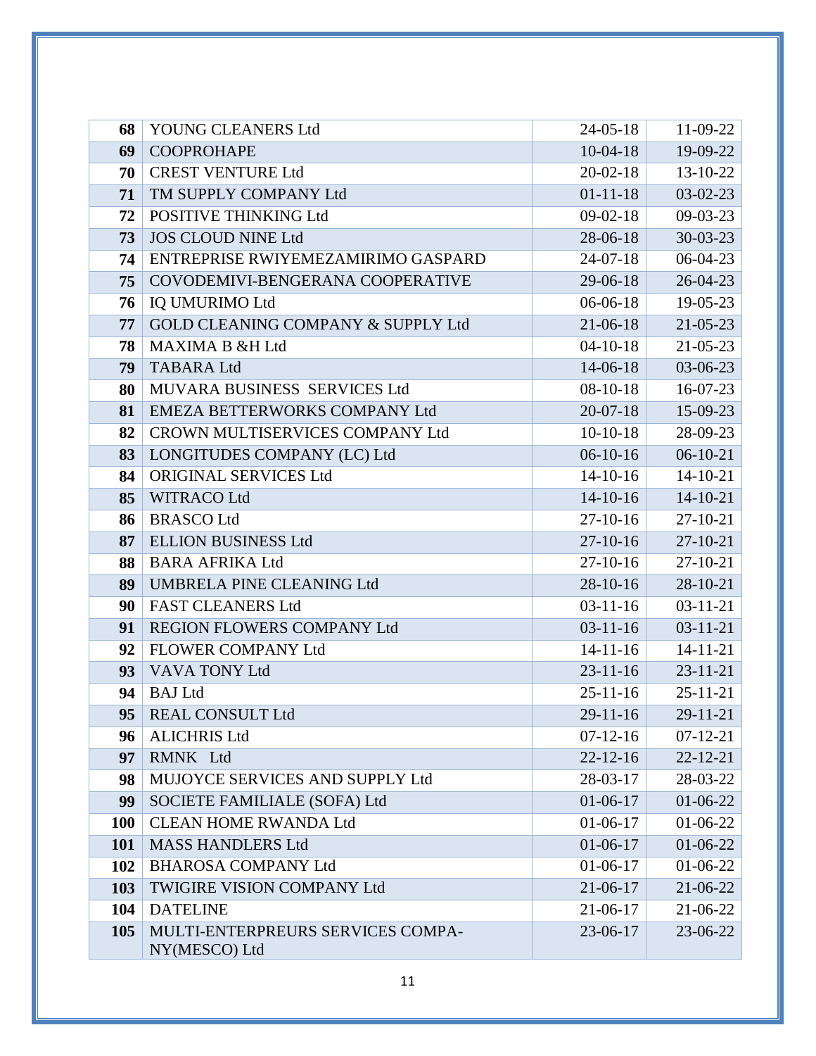| 68 | YOUNG CLEANERS Ltd | 24-05-18 | 11-09-22 |
|---|---|---|---|
| 69 | COOPROHAPE | 10-04-18 | 19-09-22 |
| 70 | CREST VENTURE Ltd | 20-02-18 | 13-10-22 |
| 71 | TM SUPPLY COMPANY Ltd | 01-11-18 | 03-02-23 |
| 72 | POSITIVE THINKING Ltd | 09-02-18 | 09-03-23 |
| 73 | JOS CLOUD NINE Ltd | 28-06-18 | 30-03-23 |
| 74 | ENTREPRISE RWIYEMEZAMIRIMO GASPARD | 24-07-18 | 06-04-23 |
| 75 | COVODEMIVI-BENGERANA COOPERATIVE | 29-06-18 | 26-04-23 |
| 76 | IQ UMURIMO Ltd | 06-06-18 | 19-05-23 |
| 77 | GOLD CLEANING COMPANY & SUPPLY Ltd | 21-06-18 | 21-05-23 |
| 78 | MAXIMA B &H Ltd | 04-10-18 | 21-05-23 |
| 79 | TABARA Ltd | 14-06-18 | 03-06-23 |
| 80 | MUVARA BUSINESS SERVICES Ltd | 08-10-18 | 16-07-23 |
| 81 | EMEZA BETTERWORKS COMPANY Ltd | 20-07-18 | 15-09-23 |
| 82 | CROWN MULTISERVICES COMPANY Ltd | 10-10-18 | 28-09-23 |
| 83 | LONGITUDES COMPANY (LC) Ltd | 06-10-16 | 06-10-21 |
| 84 | ORIGINAL SERVICES Ltd | 14-10-16 | 14-10-21 |
| 85 | WITRACO Ltd | 14-10-16 | 14-10-21 |
| 86 | BRASCO Ltd | 27-10-16 | 27-10-21 |
| 87 | ELLION BUSINESS Ltd | 27-10-16 | 27-10-21 |
| 88 | BARA AFRIKA Ltd | 27-10-16 | 27-10-21 |
| 89 | UMBRELA PINE CLEANING Ltd | 28-10-16 | 28-10-21 |
| 90 | FAST CLEANERS Ltd | 03-11-16 | 03-11-21 |
| 91 | REGION FLOWERS COMPANY Ltd | 03-11-16 | 03-11-21 |
| 92 | FLOWER COMPANY Ltd | 14-11-16 | 14-11-21 |
| 93 | VAVA TONY Ltd | 23-11-16 | 23-11-21 |
| 94 | BAJ Ltd | 25-11-16 | 25-11-21 |
| 95 | REAL CONSULT Ltd | 29-11-16 | 29-11-21 |
| 96 | ALICHRIS Ltd | 07-12-16 | 07-12-21 |
| 97 | RMNK Ltd | 22-12-16 | 22-12-21 |
| 98 | MUJOYCE SERVICES AND SUPPLY Ltd | 28-03-17 | 28-03-22 |
| 99 | SOCIETE FAMILIALE (SOFA) Ltd | 01-06-17 | 01-06-22 |
| 100 | CLEAN HOME RWANDA Ltd | 01-06-17 | 01-06-22 |
| 101 | MASS HANDLERS Ltd | 01-06-17 | 01-06-22 |
| 102 | BHAROSA COMPANY Ltd | 01-06-17 | 01-06-22 |
| 103 | TWIGIRE VISION COMPANY Ltd | 21-06-17 | 21-06-22 |
| 104 | DATELINE | 21-06-17 | 21-06-22 |
| 105 | MULTI-ENTERPREURS SERVICES COMPANY(MESCO) Ltd | 23-06-17 | 23-06-22 |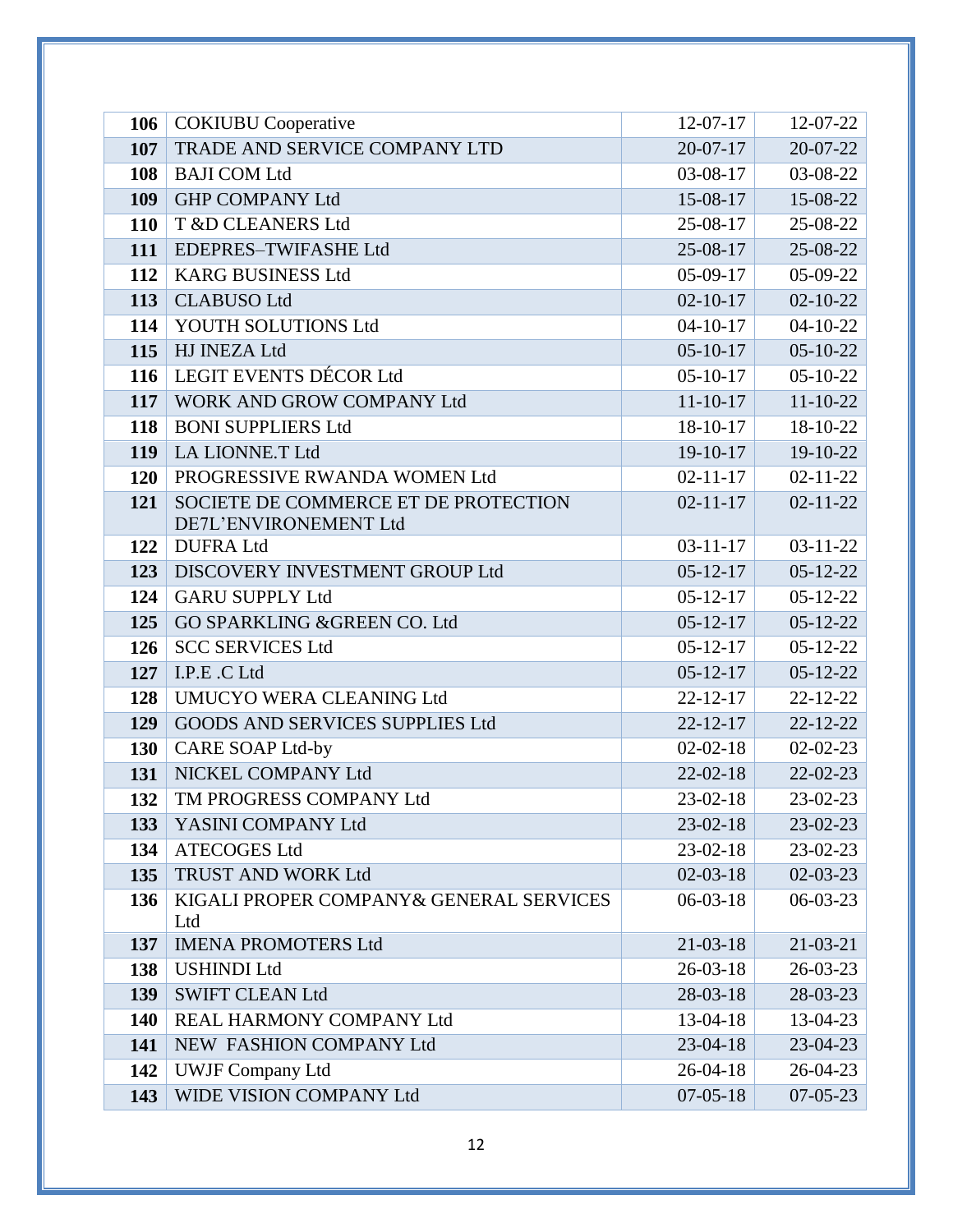| | | | |
|---|---|---|---|
| **106** | COKIUBU Cooperative | 12-07-17 | 12-07-22 |
| **107** | TRADE AND SERVICE COMPANY LTD | 20-07-17 | 20-07-22 |
| **108** | BAJI COM Ltd | 03-08-17 | 03-08-22 |
| **109** | GHP COMPANY Ltd | 15-08-17 | 15-08-22 |
| **110** | T &D CLEANERS Ltd | 25-08-17 | 25-08-22 |
| **111** | EDEPRES–TWIFASHE Ltd | 25-08-17 | 25-08-22 |
| **112** | KARG BUSINESS Ltd | 05-09-17 | 05-09-22 |
| **113** | CLABUSO Ltd | 02-10-17 | 02-10-22 |
| **114** | YOUTH SOLUTIONS Ltd | 04-10-17 | 04-10-22 |
| **115** | HJ INEZA Ltd | 05-10-17 | 05-10-22 |
| **116** | LEGIT EVENTS DÉCOR Ltd | 05-10-17 | 05-10-22 |
| **117** | WORK AND GROW COMPANY Ltd | 11-10-17 | 11-10-22 |
| **118** | BONI SUPPLIERS Ltd | 18-10-17 | 18-10-22 |
| **119** | LA LIONNE.T Ltd | 19-10-17 | 19-10-22 |
| **120** | PROGRESSIVE RWANDA WOMEN Ltd | 02-11-17 | 02-11-22 |
| **121** | SOCIETE DE COMMERCE ET DE PROTECTION DE7L'ENVIRONEMENT Ltd | 02-11-17 | 02-11-22 |
| **122** | DUFRA Ltd | 03-11-17 | 03-11-22 |
| **123** | DISCOVERY INVESTMENT GROUP Ltd | 05-12-17 | 05-12-22 |
| **124** | GARU SUPPLY Ltd | 05-12-17 | 05-12-22 |
| **125** | GO SPARKLING &GREEN CO. Ltd | 05-12-17 | 05-12-22 |
| **126** | SCC SERVICES Ltd | 05-12-17 | 05-12-22 |
| **127** | I.P.E .C Ltd | 05-12-17 | 05-12-22 |
| **128** | UMUCYO WERA CLEANING Ltd | 22-12-17 | 22-12-22 |
| **129** | GOODS AND SERVICES SUPPLIES Ltd | 22-12-17 | 22-12-22 |
| **130** | CARE SOAP Ltd-by | 02-02-18 | 02-02-23 |
| **131** | NICKEL COMPANY Ltd | 22-02-18 | 22-02-23 |
| **132** | TM PROGRESS COMPANY Ltd | 23-02-18 | 23-02-23 |
| **133** | YASINI COMPANY Ltd | 23-02-18 | 23-02-23 |
| **134** | ATECOGES Ltd | 23-02-18 | 23-02-23 |
| **135** | TRUST AND WORK Ltd | 02-03-18 | 02-03-23 |
| **136** | KIGALI PROPER COMPANY& GENERAL SERVICES Ltd | 06-03-18 | 06-03-23 |
| **137** | IMENA PROMOTERS Ltd | 21-03-18 | 21-03-21 |
| **138** | USHINDI Ltd | 26-03-18 | 26-03-23 |
| **139** | SWIFT CLEAN Ltd | 28-03-18 | 28-03-23 |
| **140** | REAL HARMONY COMPANY Ltd | 13-04-18 | 13-04-23 |
| **141** | NEW FASHION COMPANY Ltd | 23-04-18 | 23-04-23 |
| **142** | UWJF Company Ltd | 26-04-18 | 26-04-23 |
| **143** | WIDE VISION COMPANY Ltd | 07-05-18 | 07-05-23 |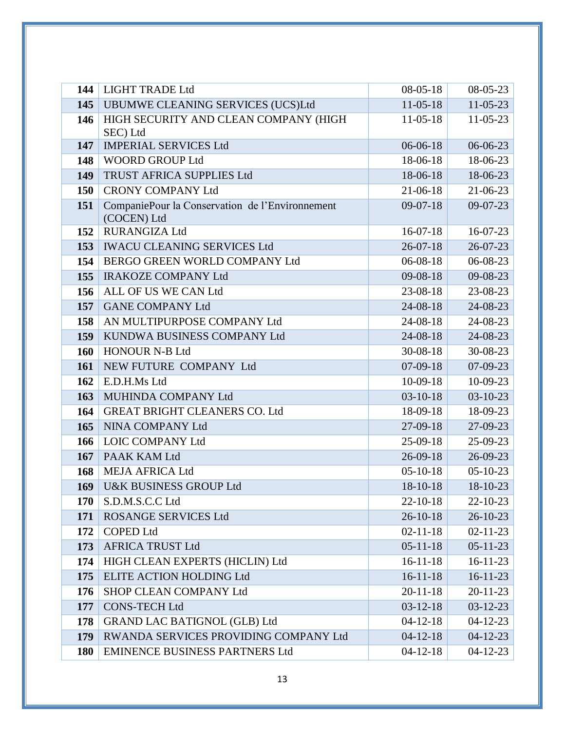| | | | |
|---|---|---|---|
| **144** | LIGHT TRADE Ltd | 08-05-18 | 08-05-23 |
| **145** | UBUMWE CLEANING SERVICES (UCS)Ltd | 11-05-18 | 11-05-23 |
| **146** | HIGH SECURITY AND CLEAN COMPANY (HIGH SEC) Ltd | 11-05-18 | 11-05-23 |
| **147** | IMPERIAL SERVICES Ltd | 06-06-18 | 06-06-23 |
| **148** | WOORD GROUP Ltd | 18-06-18 | 18-06-23 |
| **149** | TRUST AFRICA SUPPLIES Ltd | 18-06-18 | 18-06-23 |
| **150** | CRONY COMPANY Ltd | 21-06-18 | 21-06-23 |
| **151** | CompaniePour la Conservation de l'Environnement (COCEN) Ltd | 09-07-18 | 09-07-23 |
| **152** | RURANGIZA Ltd | 16-07-18 | 16-07-23 |
| **153** | IWACU CLEANING SERVICES Ltd | 26-07-18 | 26-07-23 |
| **154** | BERGO GREEN WORLD COMPANY Ltd | 06-08-18 | 06-08-23 |
| **155** | IRAKOZE COMPANY Ltd | 09-08-18 | 09-08-23 |
| **156** | ALL OF US WE CAN Ltd | 23-08-18 | 23-08-23 |
| **157** | GANE COMPANY Ltd | 24-08-18 | 24-08-23 |
| **158** | AN MULTIPURPOSE COMPANY Ltd | 24-08-18 | 24-08-23 |
| **159** | KUNDWA BUSINESS COMPANY Ltd | 24-08-18 | 24-08-23 |
| **160** | HONOUR N-B Ltd | 30-08-18 | 30-08-23 |
| **161** | NEW FUTURE COMPANY Ltd | 07-09-18 | 07-09-23 |
| **162** | E.D.H.Ms Ltd | 10-09-18 | 10-09-23 |
| **163** | MUHINDA COMPANY Ltd | 03-10-18 | 03-10-23 |
| **164** | GREAT BRIGHT CLEANERS CO. Ltd | 18-09-18 | 18-09-23 |
| **165** | NINA COMPANY Ltd | 27-09-18 | 27-09-23 |
| **166** | LOIC COMPANY Ltd | 25-09-18 | 25-09-23 |
| **167** | PAAK KAM Ltd | 26-09-18 | 26-09-23 |
| **168** | MEJA AFRICA Ltd | 05-10-18 | 05-10-23 |
| **169** | U&K BUSINESS GROUP Ltd | 18-10-18 | 18-10-23 |
| **170** | S.D.M.S.C.C Ltd | 22-10-18 | 22-10-23 |
| **171** | ROSANGE SERVICES Ltd | 26-10-18 | 26-10-23 |
| **172** | COPED Ltd | 02-11-18 | 02-11-23 |
| **173** | AFRICA TRUST Ltd | 05-11-18 | 05-11-23 |
| **174** | HIGH CLEAN EXPERTS (HICLIN) Ltd | 16-11-18 | 16-11-23 |
| **175** | ELITE ACTION HOLDING Ltd | 16-11-18 | 16-11-23 |
| **176** | SHOP CLEAN COMPANY Ltd | 20-11-18 | 20-11-23 |
| **177** | CONS-TECH Ltd | 03-12-18 | 03-12-23 |
| **178** | GRAND LAC BATIGNOL (GLB) Ltd | 04-12-18 | 04-12-23 |
| **179** | RWANDA SERVICES PROVIDING COMPANY Ltd | 04-12-18 | 04-12-23 |
| **180** | EMINENCE BUSINESS PARTNERS Ltd | 04-12-18 | 04-12-23 |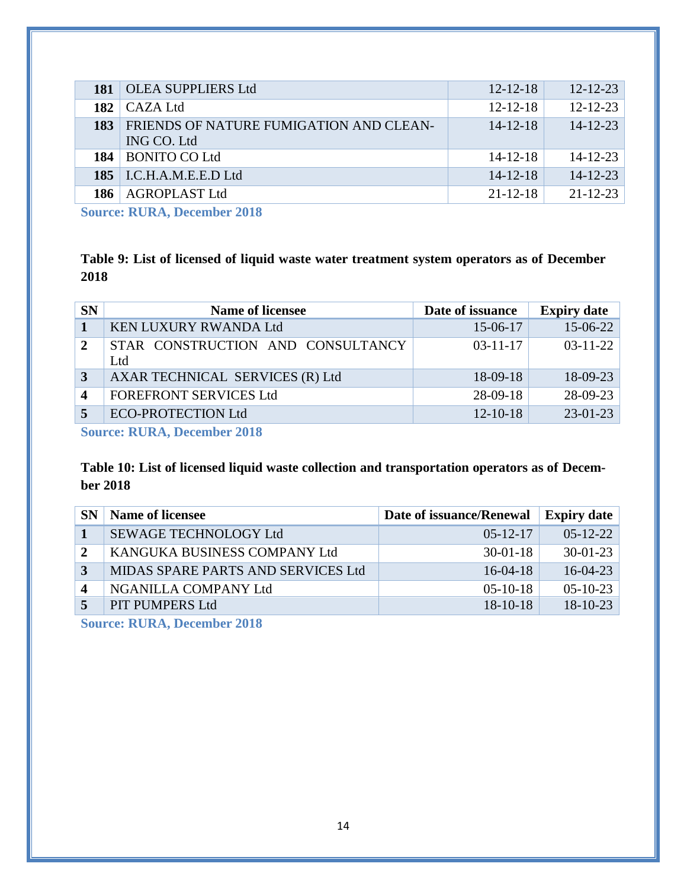| | | | |
|---|---|---|---|
| **181** | OLEA SUPPLIERS Ltd | 12-12-18 | 12-12-23 |
| **182** | CAZA Ltd | 12-12-18 | 12-12-23 |
| **183** | FRIENDS OF NATURE FUMIGATION AND CLEANING CO. Ltd | 14-12-18 | 14-12-23 |
| **184** | BONITO CO Ltd | 14-12-18 | 14-12-23 |
| **185** | I.C.H.A.M.E.E.D Ltd | 14-12-18 | 14-12-23 |
| **186** | AGROPLAST Ltd | 21-12-18 | 21-12-23 |

**Source: RURA, December 2018**

**Table 9: List of licensed of liquid waste water treatment system operators as of December 2018**

| SN | Name of licensee | Date of issuance | Expiry date |
|---|---|---|---|
| **1** | KEN LUXURY RWANDA Ltd | 15-06-17 | 15-06-22 |
| **2** | STAR CONSTRUCTION AND CONSULTANCY Ltd | 03-11-17 | 03-11-22 |
| **3** | AXAR TECHNICAL SERVICES (R) Ltd | 18-09-18 | 18-09-23 |
| **4** | FOREFRONT SERVICES Ltd | 28-09-18 | 28-09-23 |
| **5** | ECO-PROTECTION Ltd | 12-10-18 | 23-01-23 |

**Source: RURA, December 2018**

**Table 10: List of licensed liquid waste collection and transportation operators as of December 2018**

| SN | Name of licensee | Date of issuance/Renewal | Expiry date |
|---|---|---|---|
| **1** | SEWAGE TECHNOLOGY Ltd | 05-12-17 | 05-12-22 |
| **2** | KANGUKA BUSINESS COMPANY Ltd | 30-01-18 | 30-01-23 |
| **3** | MIDAS SPARE PARTS AND SERVICES Ltd | 16-04-18 | 16-04-23 |
| **4** | NGANILLA COMPANY Ltd | 05-10-18 | 05-10-23 |
| **5** | PIT PUMPERS Ltd | 18-10-18 | 18-10-23 |

**Source: RURA, December 2018**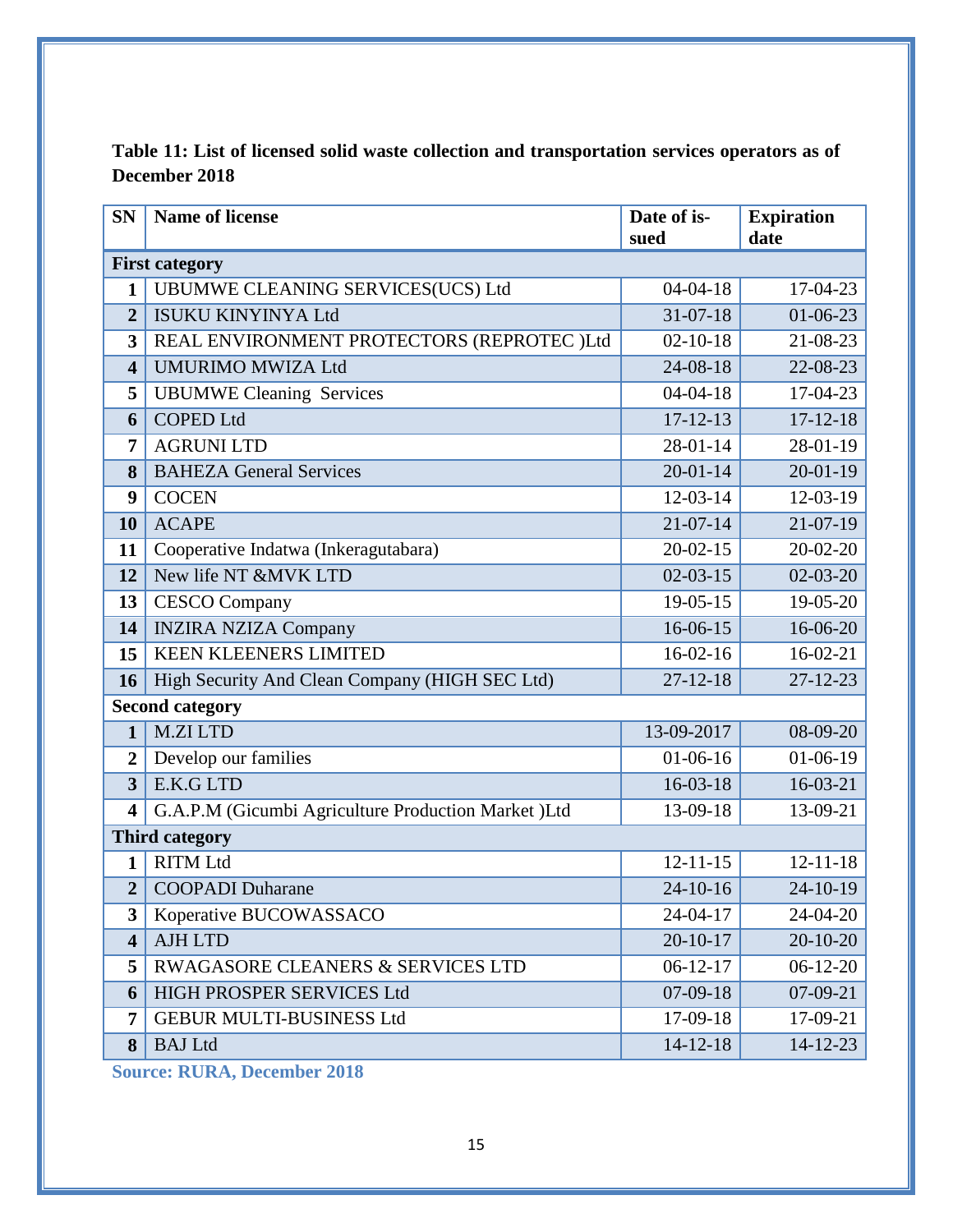**Table 11: List of licensed solid waste collection and transportation services operators as of December 2018**

| SN | Name of license | Date of issued | Expiration date |
|---|---|---|---|
| **First category** | | | |
| 1 | UBUMWE CLEANING SERVICES(UCS) Ltd | 04-04-18 | 17-04-23 |
| 2 | ISUKU KINYINYA Ltd | 31-07-18 | 01-06-23 |
| 3 | REAL ENVIRONMENT PROTECTORS (REPROTEC )Ltd | 02-10-18 | 21-08-23 |
| 4 | UMURIMO MWIZA Ltd | 24-08-18 | 22-08-23 |
| 5 | UBUMWE Cleaning Services | 04-04-18 | 17-04-23 |
| 6 | COPED Ltd | 17-12-13 | 17-12-18 |
| 7 | AGRUNI LTD | 28-01-14 | 28-01-19 |
| 8 | BAHEZA General Services | 20-01-14 | 20-01-19 |
| 9 | COCEN | 12-03-14 | 12-03-19 |
| 10 | ACAPE | 21-07-14 | 21-07-19 |
| 11 | Cooperative Indatwa (Inkeragutabara) | 20-02-15 | 20-02-20 |
| 12 | New life NT &MVK LTD | 02-03-15 | 02-03-20 |
| 13 | CESCO Company | 19-05-15 | 19-05-20 |
| 14 | INZIRA NZIZA Company | 16-06-15 | 16-06-20 |
| 15 | KEEN KLEENERS LIMITED | 16-02-16 | 16-02-21 |
| 16 | High Security And Clean Company (HIGH SEC Ltd) | 27-12-18 | 27-12-23 |
| **Second category** | | | |
| 1 | M.ZI LTD | 13-09-2017 | 08-09-20 |
| 2 | Develop our families | 01-06-16 | 01-06-19 |
| 3 | E.K.G LTD | 16-03-18 | 16-03-21 |
| 4 | G.A.P.M (Gicumbi Agriculture Production Market )Ltd | 13-09-18 | 13-09-21 |
| **Third category** | | | |
| 1 | RITM Ltd | 12-11-15 | 12-11-18 |
| 2 | COOPADI Duharane | 24-10-16 | 24-10-19 |
| 3 | Koperative BUCOWASSACO | 24-04-17 | 24-04-20 |
| 4 | AJH LTD | 20-10-17 | 20-10-20 |
| 5 | RWAGASORE CLEANERS & SERVICES LTD | 06-12-17 | 06-12-20 |
| 6 | HIGH PROSPER SERVICES Ltd | 07-09-18 | 07-09-21 |
| 7 | GEBUR MULTI-BUSINESS Ltd | 17-09-18 | 17-09-21 |
| 8 | BAJ Ltd | 14-12-18 | 14-12-23 |

**Source: RURA, December 2018**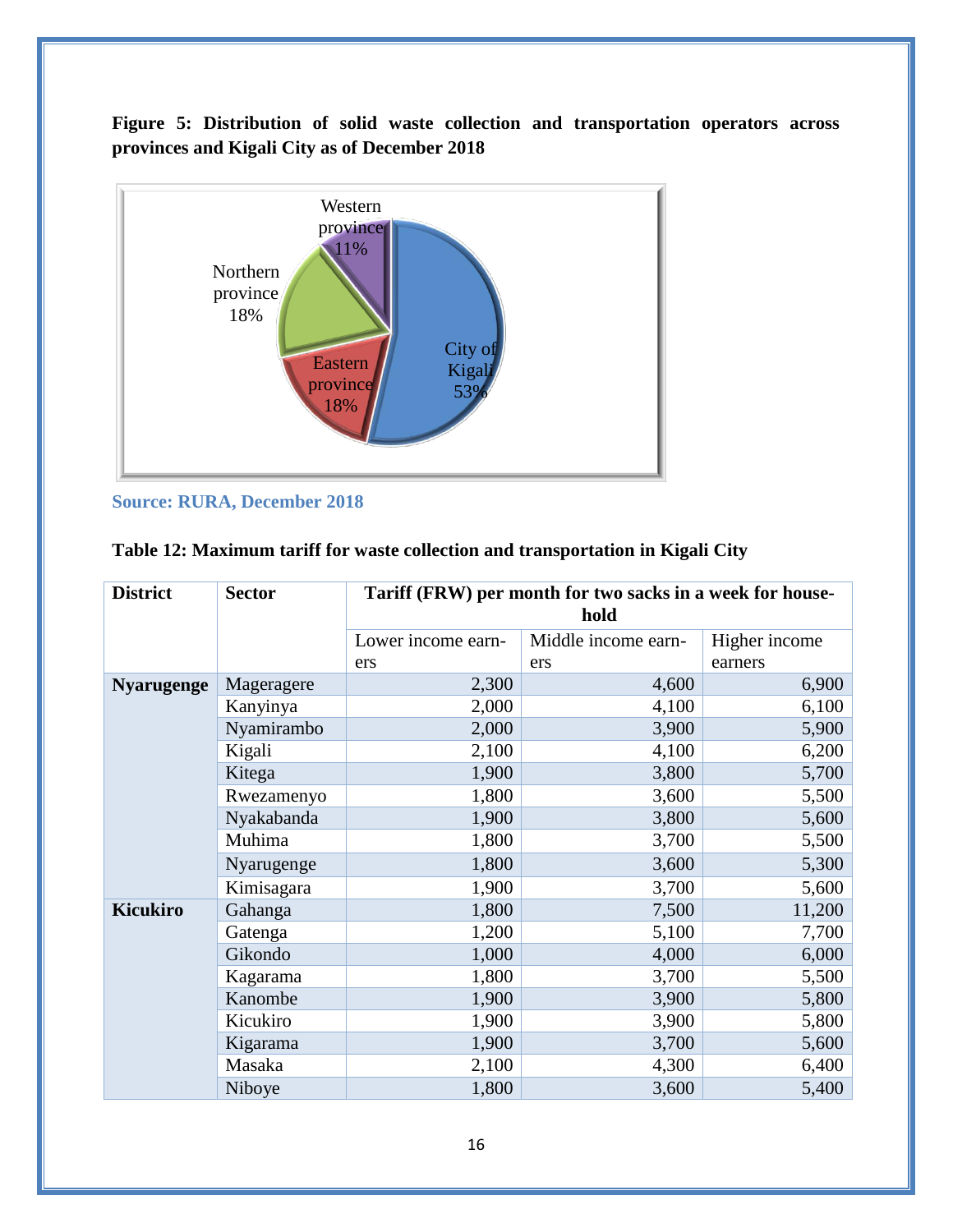**Figure 5: Distribution of solid waste collection and transportation operators across provinces and Kigali City as of December 2018**

Source: RURA, December 2018

**Table 12: Maximum tariff for waste collection and transportation in Kigali City**

| District | Sector | Tariff (FRW) per month for two sacks in a week for household | | |
|---|---|---|---|---|
| | | Lower income earners | Middle income earners | Higher income earners |
| **Nyarugenge** | Mageragere | 2,300 | 4,600 | 6,900 |
| | Kanyinya | 2,000 | 4,100 | 6,100 |
| | Nyamirambo | 2,000 | 3,900 | 5,900 |
| | Kigali | 2,100 | 4,100 | 6,200 |
| | Kitega | 1,900 | 3,800 | 5,700 |
| | Rwezamenyo | 1,800 | 3,600 | 5,500 |
| | Nyakabanda | 1,900 | 3,800 | 5,600 |
| | Muhima | 1,800 | 3,700 | 5,500 |
| | Nyarugenge | 1,800 | 3,600 | 5,300 |
| | Kimisagara | 1,900 | 3,700 | 5,600 |
| **Kicukiro** | Gahanga | 1,800 | 7,500 | 11,200 |
| | Gatenga | 1,200 | 5,100 | 7,700 |
| | Gikondo | 1,000 | 4,000 | 6,000 |
| | Kagarama | 1,800 | 3,700 | 5,500 |
| | Kanombe | 1,900 | 3,900 | 5,800 |
| | Kicukiro | 1,900 | 3,900 | 5,800 |
| | Kigarama | 1,900 | 3,700 | 5,600 |
| | Masaka | 2,100 | 4,300 | 6,400 |
| | Niboye | 1,800 | 3,600 | 5,400 |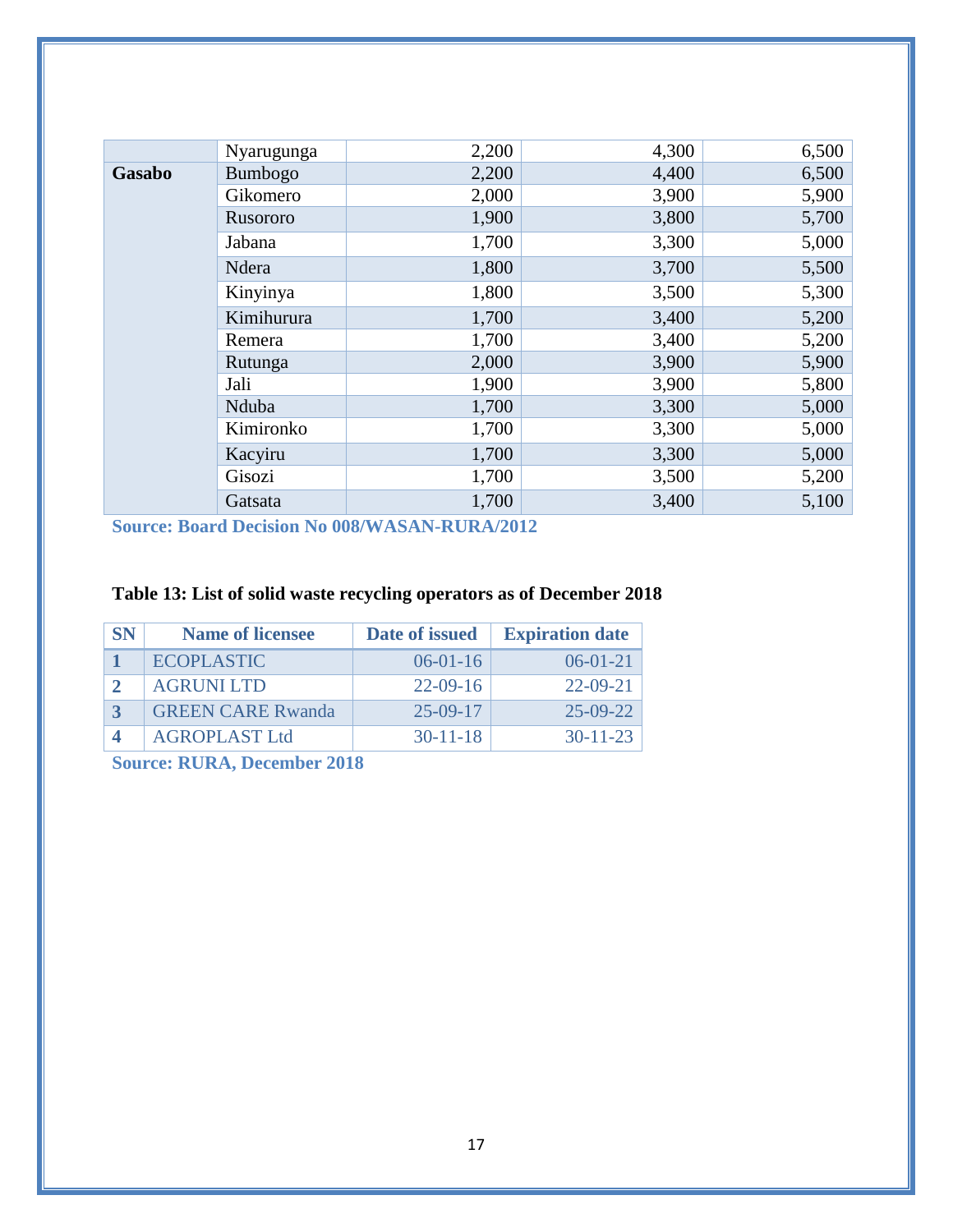| | | | | |
|---|---|---|---|---|
| | Nyarugunga | 2,200 | 4,300 | 6,500 |
| **Gasabo** | Bumbogo | 2,200 | 4,400 | 6,500 |
| | Gikomero | 2,000 | 3,900 | 5,900 |
| | Rusororo | 1,900 | 3,800 | 5,700 |
| | Jabana | 1,700 | 3,300 | 5,000 |
| | Ndera | 1,800 | 3,700 | 5,500 |
| | Kinyinya | 1,800 | 3,500 | 5,300 |
| | Kimihurura | 1,700 | 3,400 | 5,200 |
| | Remera | 1,700 | 3,400 | 5,200 |
| | Rutunga | 2,000 | 3,900 | 5,900 |
| | Jali | 1,900 | 3,900 | 5,800 |
| | Nduba | 1,700 | 3,300 | 5,000 |
| | Kimironko | 1,700 | 3,300 | 5,000 |
| | Kacyiru | 1,700 | 3,300 | 5,000 |
| | Gisozi | 1,700 | 3,500 | 5,200 |
| | Gatsata | 1,700 | 3,400 | 5,100 |

**Source: Board Decision No 008/WASAN-RURA/2012**

**Table 13: List of solid waste recycling operators as of December 2018**

| SN | Name of licensee | Date of issued | Expiration date |
|---|---|---|---|
| 1 | ECOPLASTIC | 06-01-16 | 06-01-21 |
| 2 | AGRUNI LTD | 22-09-16 | 22-09-21 |
| 3 | GREEN CARE Rwanda | 25-09-17 | 25-09-22 |
| 4 | AGROPLAST Ltd | 30-11-18 | 30-11-23 |

**Source: RURA, December 2018**